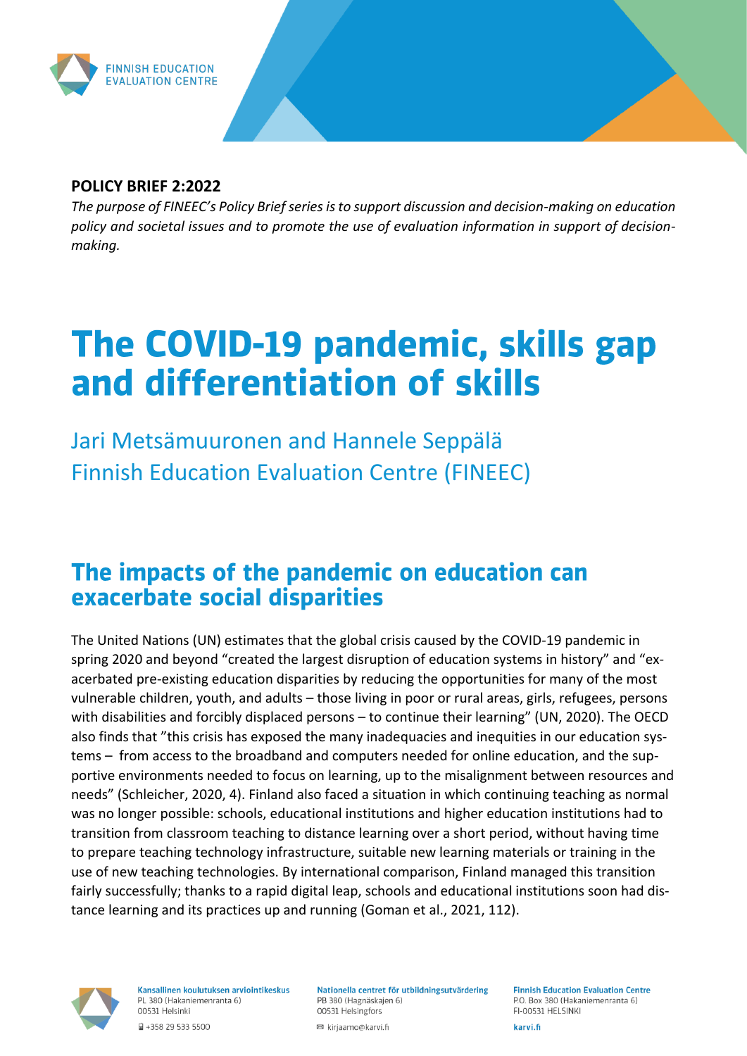FINNISH EDUCATION EVALUATION CENTRE

**POLICY BRIEF 2:2022**

*The purpose of FINEEC's Policy Brief series is to support discussion and decision-making on education policy and societal issues and to promote the use of evaluation information in support of decision-making.*

# The COVID-19 pandemic, skills gap and differentiation of skills

Jari Metsämuuronen and Hannele Seppälä
Finnish Education Evaluation Centre (FINEEC)

## The impacts of the pandemic on education can exacerbate social disparities

The United Nations (UN) estimates that the global crisis caused by the COVID-19 pandemic in spring 2020 and beyond "created the largest disruption of education systems in history" and "exacerbated pre-existing education disparities by reducing the opportunities for many of the most vulnerable children, youth, and adults – those living in poor or rural areas, girls, refugees, persons with disabilities and forcibly displaced persons – to continue their learning" (UN, 2020). The OECD also finds that "this crisis has exposed the many inadequacies and inequities in our education systems – from access to the broadband and computers needed for online education, and the supportive environments needed to focus on learning, up to the misalignment between resources and needs" (Schleicher, 2020, 4). Finland also faced a situation in which continuing teaching as normal was no longer possible: schools, educational institutions and higher education institutions had to transition from classroom teaching to distance learning over a short period, without having time to prepare teaching technology infrastructure, suitable new learning materials or training in the use of new teaching technologies. By international comparison, Finland managed this transition fairly successfully; thanks to a rapid digital leap, schools and educational institutions soon had distance learning and its practices up and running (Goman et al., 2021, 112).

Kansallinen koulutuksen arviointikeskus
PL 380 (Hakaniemenranta 6)
00531 Helsinki
+358 29 533 5500

Nationella centret för utbildningsutvärdering
PB 380 (Hagnäskajen 6)
00531 Helsingfors
kirjaamo@karvi.fi

Finnish Education Evaluation Centre
P.O. Box 380 (Hakaniemenranta 6)
FI-00531 HELSINKI
karvi.fi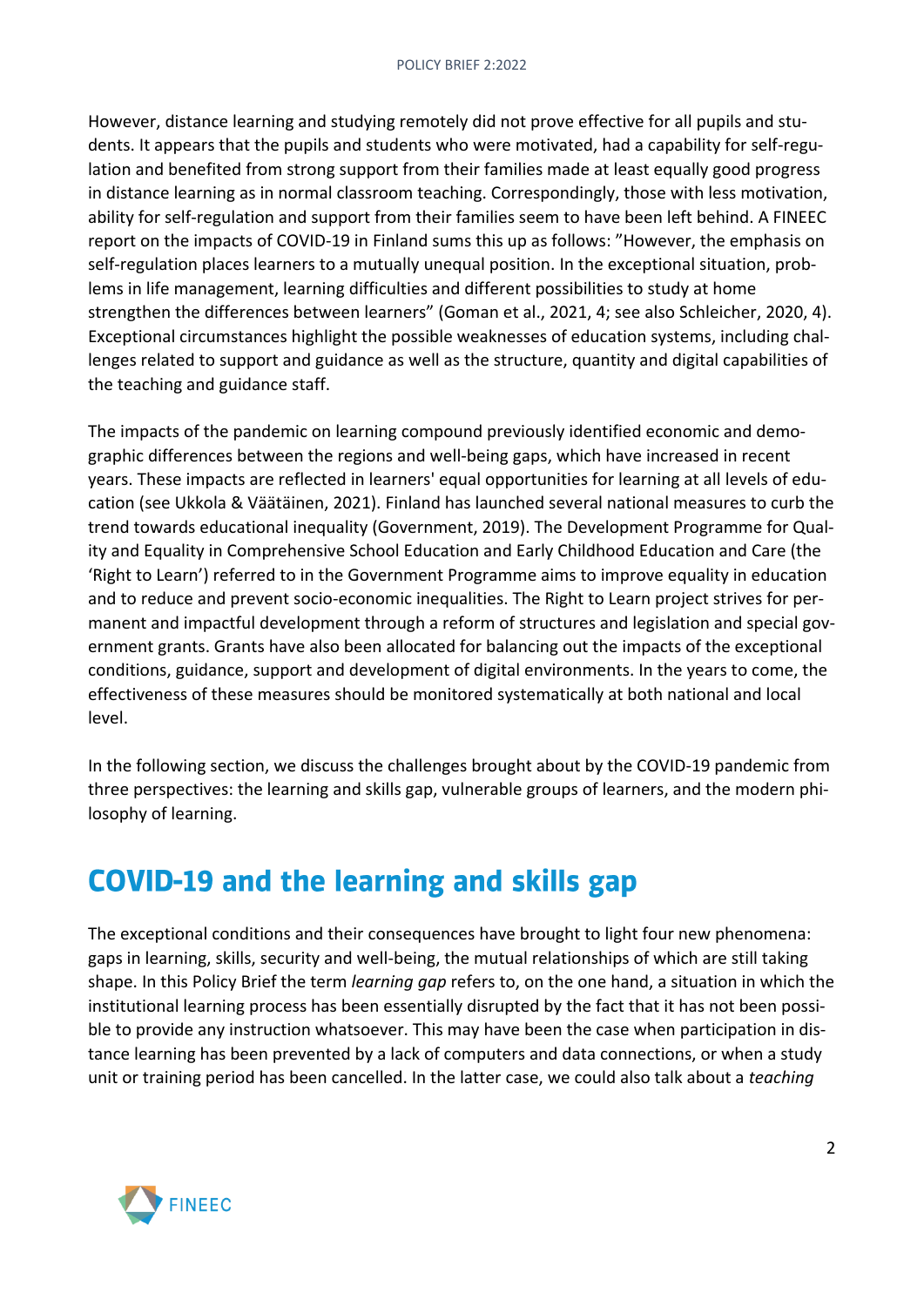However, distance learning and studying remotely did not prove effective for all pupils and students. It appears that the pupils and students who were motivated, had a capability for self-regulation and benefited from strong support from their families made at least equally good progress in distance learning as in normal classroom teaching. Correspondingly, those with less motivation, ability for self-regulation and support from their families seem to have been left behind. A FINEEC report on the impacts of COVID-19 in Finland sums this up as follows: ”However, the emphasis on self-regulation places learners to a mutually unequal position. In the exceptional situation, problems in life management, learning difficulties and different possibilities to study at home strengthen the differences between learners” (Goman et al., 2021, 4; see also Schleicher, 2020, 4). Exceptional circumstances highlight the possible weaknesses of education systems, including challenges related to support and guidance as well as the structure, quantity and digital capabilities of the teaching and guidance staff.

The impacts of the pandemic on learning compound previously identified economic and demographic differences between the regions and well-being gaps, which have increased in recent years. These impacts are reflected in learners' equal opportunities for learning at all levels of education (see Ukkola & Väätäinen, 2021). Finland has launched several national measures to curb the trend towards educational inequality (Government, 2019). The Development Programme for Quality and Equality in Comprehensive School Education and Early Childhood Education and Care (the ‘Right to Learn’) referred to in the Government Programme aims to improve equality in education and to reduce and prevent socio-economic inequalities. The Right to Learn project strives for permanent and impactful development through a reform of structures and legislation and special government grants. Grants have also been allocated for balancing out the impacts of the exceptional conditions, guidance, support and development of digital environments. In the years to come, the effectiveness of these measures should be monitored systematically at both national and local level.

In the following section, we discuss the challenges brought about by the COVID-19 pandemic from three perspectives: the learning and skills gap, vulnerable groups of learners, and the modern philosophy of learning.

## COVID-19 and the learning and skills gap

The exceptional conditions and their consequences have brought to light four new phenomena: gaps in learning, skills, security and well-being, the mutual relationships of which are still taking shape. In this Policy Brief the term *learning gap* refers to, on the one hand, a situation in which the institutional learning process has been essentially disrupted by the fact that it has not been possible to provide any instruction whatsoever. This may have been the case when participation in distance learning has been prevented by a lack of computers and data connections, or when a study unit or training period has been cancelled. In the latter case, we could also talk about a *teaching*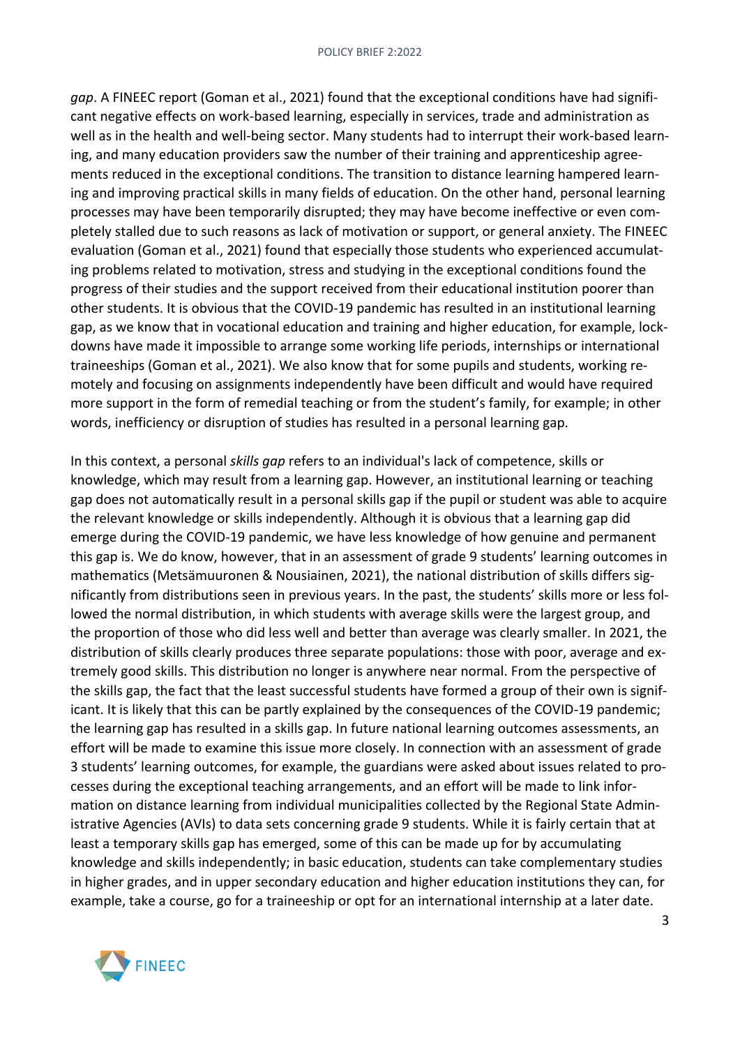*gap*. A FINEEC report (Goman et al., 2021) found that the exceptional conditions have had significant negative effects on work-based learning, especially in services, trade and administration as well as in the health and well-being sector. Many students had to interrupt their work-based learning, and many education providers saw the number of their training and apprenticeship agreements reduced in the exceptional conditions. The transition to distance learning hampered learning and improving practical skills in many fields of education. On the other hand, personal learning processes may have been temporarily disrupted; they may have become ineffective or even completely stalled due to such reasons as lack of motivation or support, or general anxiety. The FINEEC evaluation (Goman et al., 2021) found that especially those students who experienced accumulating problems related to motivation, stress and studying in the exceptional conditions found the progress of their studies and the support received from their educational institution poorer than other students. It is obvious that the COVID-19 pandemic has resulted in an institutional learning gap, as we know that in vocational education and training and higher education, for example, lockdowns have made it impossible to arrange some working life periods, internships or international traineeships (Goman et al., 2021). We also know that for some pupils and students, working remotely and focusing on assignments independently have been difficult and would have required more support in the form of remedial teaching or from the student's family, for example; in other words, inefficiency or disruption of studies has resulted in a personal learning gap.

In this context, a personal *skills gap* refers to an individual's lack of competence, skills or knowledge, which may result from a learning gap. However, an institutional learning or teaching gap does not automatically result in a personal skills gap if the pupil or student was able to acquire the relevant knowledge or skills independently. Although it is obvious that a learning gap did emerge during the COVID-19 pandemic, we have less knowledge of how genuine and permanent this gap is. We do know, however, that in an assessment of grade 9 students' learning outcomes in mathematics (Metsämuuronen & Nousiainen, 2021), the national distribution of skills differs significantly from distributions seen in previous years. In the past, the students' skills more or less followed the normal distribution, in which students with average skills were the largest group, and the proportion of those who did less well and better than average was clearly smaller. In 2021, the distribution of skills clearly produces three separate populations: those with poor, average and extremely good skills. This distribution no longer is anywhere near normal. From the perspective of the skills gap, the fact that the least successful students have formed a group of their own is significant. It is likely that this can be partly explained by the consequences of the COVID-19 pandemic; the learning gap has resulted in a skills gap. In future national learning outcomes assessments, an effort will be made to examine this issue more closely. In connection with an assessment of grade 3 students' learning outcomes, for example, the guardians were asked about issues related to processes during the exceptional teaching arrangements, and an effort will be made to link information on distance learning from individual municipalities collected by the Regional State Administrative Agencies (AVIs) to data sets concerning grade 9 students. While it is fairly certain that at least a temporary skills gap has emerged, some of this can be made up for by accumulating knowledge and skills independently; in basic education, students can take complementary studies in higher grades, and in upper secondary education and higher education institutions they can, for example, take a course, go for a traineeship or opt for an international internship at a later date.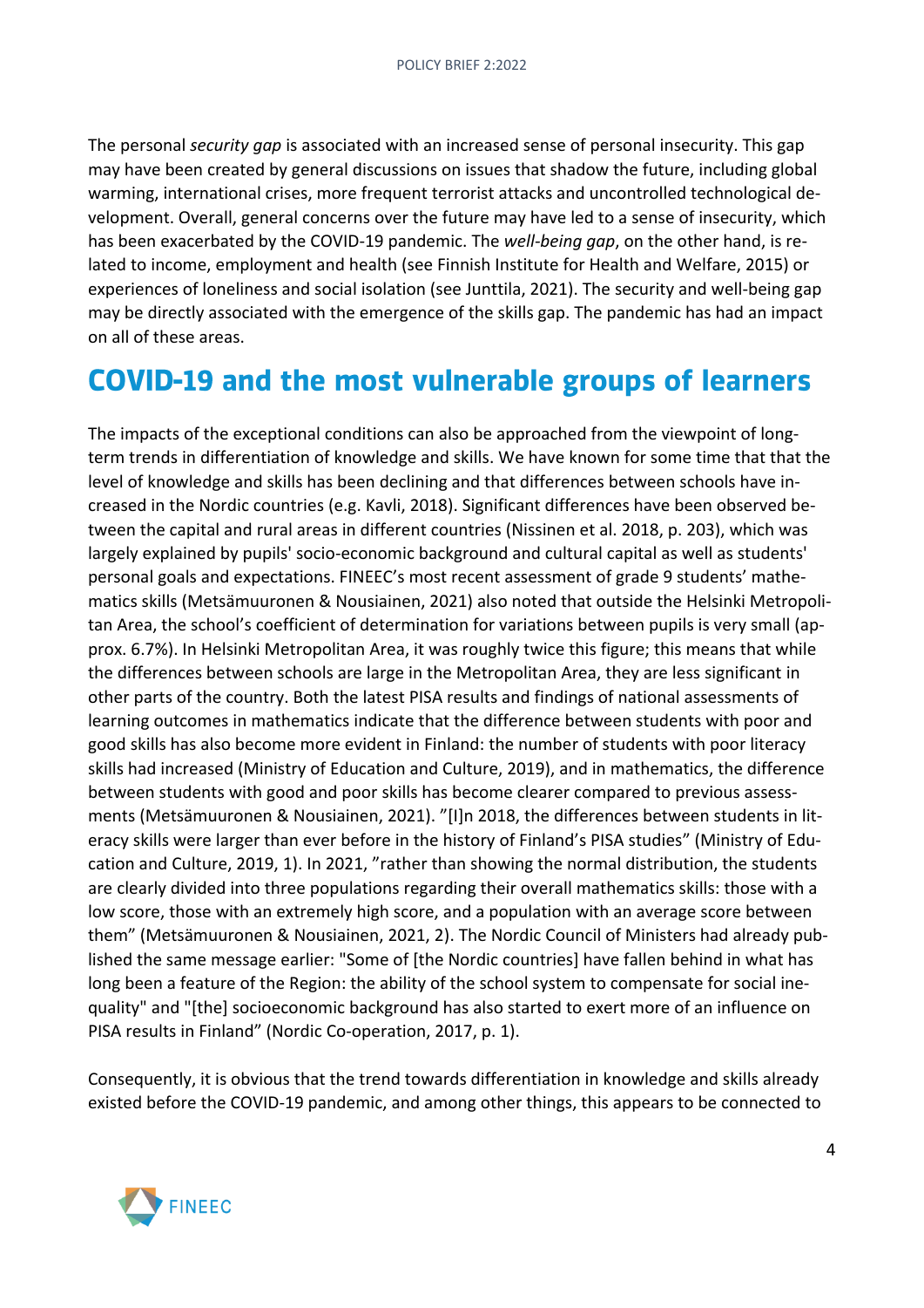The personal *security gap* is associated with an increased sense of personal insecurity. This gap may have been created by general discussions on issues that shadow the future, including global warming, international crises, more frequent terrorist attacks and uncontrolled technological development. Overall, general concerns over the future may have led to a sense of insecurity, which has been exacerbated by the COVID-19 pandemic. The *well-being gap*, on the other hand, is related to income, employment and health (see Finnish Institute for Health and Welfare, 2015) or experiences of loneliness and social isolation (see Junttila, 2021). The security and well-being gap may be directly associated with the emergence of the skills gap. The pandemic has had an impact on all of these areas.

## COVID-19 and the most vulnerable groups of learners

The impacts of the exceptional conditions can also be approached from the viewpoint of long-term trends in differentiation of knowledge and skills. We have known for some time that that the level of knowledge and skills has been declining and that differences between schools have increased in the Nordic countries (e.g. Kavli, 2018). Significant differences have been observed between the capital and rural areas in different countries (Nissinen et al. 2018, p. 203), which was largely explained by pupils' socio-economic background and cultural capital as well as students' personal goals and expectations. FINEEC's most recent assessment of grade 9 students' mathematics skills (Metsämuuronen & Nousiainen, 2021) also noted that outside the Helsinki Metropolitan Area, the school's coefficient of determination for variations between pupils is very small (approx. 6.7%). In Helsinki Metropolitan Area, it was roughly twice this figure; this means that while the differences between schools are large in the Metropolitan Area, they are less significant in other parts of the country. Both the latest PISA results and findings of national assessments of learning outcomes in mathematics indicate that the difference between students with poor and good skills has also become more evident in Finland: the number of students with poor literacy skills had increased (Ministry of Education and Culture, 2019), and in mathematics, the difference between students with good and poor skills has become clearer compared to previous assessments (Metsämuuronen & Nousiainen, 2021). ”[I]n 2018, the differences between students in literacy skills were larger than ever before in the history of Finland’s PISA studies” (Ministry of Education and Culture, 2019, 1). In 2021, ”rather than showing the normal distribution, the students are clearly divided into three populations regarding their overall mathematics skills: those with a low score, those with an extremely high score, and a population with an average score between them” (Metsämuuronen & Nousiainen, 2021, 2). The Nordic Council of Ministers had already published the same message earlier: "Some of [the Nordic countries] have fallen behind in what has long been a feature of the Region: the ability of the school system to compensate for social inequality" and "[the] socioeconomic background has also started to exert more of an influence on PISA results in Finland” (Nordic Co-operation, 2017, p. 1).

Consequently, it is obvious that the trend towards differentiation in knowledge and skills already existed before the COVID-19 pandemic, and among other things, this appears to be connected to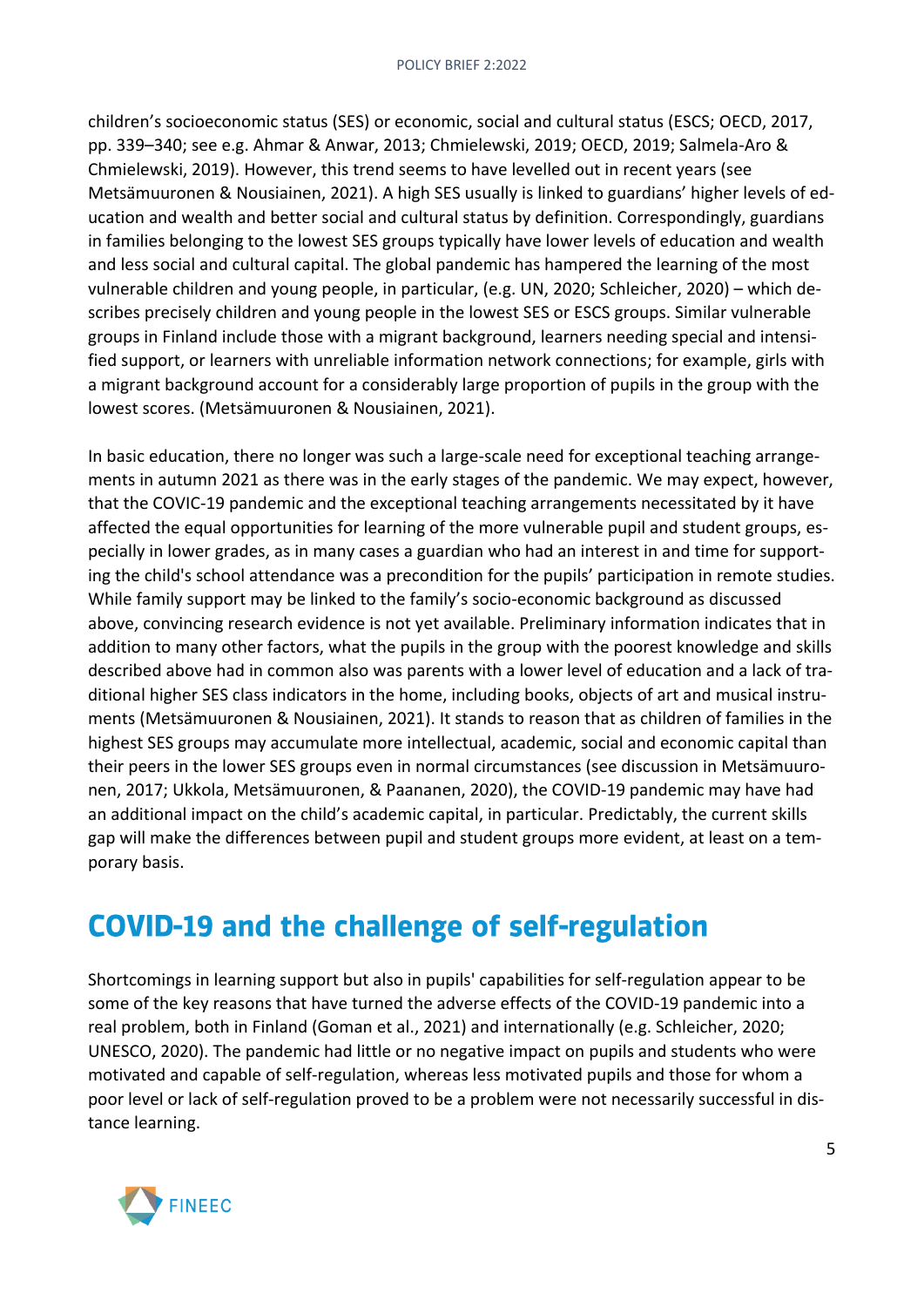children's socioeconomic status (SES) or economic, social and cultural status (ESCS; OECD, 2017, pp. 339–340; see e.g. Ahmar & Anwar, 2013; Chmielewski, 2019; OECD, 2019; Salmela-Aro & Chmielewski, 2019). However, this trend seems to have levelled out in recent years (see Metsämuuronen & Nousiainen, 2021). A high SES usually is linked to guardians' higher levels of education and wealth and better social and cultural status by definition. Correspondingly, guardians in families belonging to the lowest SES groups typically have lower levels of education and wealth and less social and cultural capital. The global pandemic has hampered the learning of the most vulnerable children and young people, in particular, (e.g. UN, 2020; Schleicher, 2020) – which describes precisely children and young people in the lowest SES or ESCS groups. Similar vulnerable groups in Finland include those with a migrant background, learners needing special and intensified support, or learners with unreliable information network connections; for example, girls with a migrant background account for a considerably large proportion of pupils in the group with the lowest scores. (Metsämuuronen & Nousiainen, 2021).

In basic education, there no longer was such a large-scale need for exceptional teaching arrangements in autumn 2021 as there was in the early stages of the pandemic. We may expect, however, that the COVIC-19 pandemic and the exceptional teaching arrangements necessitated by it have affected the equal opportunities for learning of the more vulnerable pupil and student groups, especially in lower grades, as in many cases a guardian who had an interest in and time for supporting the child's school attendance was a precondition for the pupils' participation in remote studies. While family support may be linked to the family's socio-economic background as discussed above, convincing research evidence is not yet available. Preliminary information indicates that in addition to many other factors, what the pupils in the group with the poorest knowledge and skills described above had in common also was parents with a lower level of education and a lack of traditional higher SES class indicators in the home, including books, objects of art and musical instruments (Metsämuuronen & Nousiainen, 2021). It stands to reason that as children of families in the highest SES groups may accumulate more intellectual, academic, social and economic capital than their peers in the lower SES groups even in normal circumstances (see discussion in Metsämuuronen, 2017; Ukkola, Metsämuuronen, & Paananen, 2020), the COVID-19 pandemic may have had an additional impact on the child's academic capital, in particular. Predictably, the current skills gap will make the differences between pupil and student groups more evident, at least on a temporary basis.

## COVID-19 and the challenge of self-regulation

Shortcomings in learning support but also in pupils' capabilities for self-regulation appear to be some of the key reasons that have turned the adverse effects of the COVID-19 pandemic into a real problem, both in Finland (Goman et al., 2021) and internationally (e.g. Schleicher, 2020; UNESCO, 2020). The pandemic had little or no negative impact on pupils and students who were motivated and capable of self-regulation, whereas less motivated pupils and those for whom a poor level or lack of self-regulation proved to be a problem were not necessarily successful in distance learning.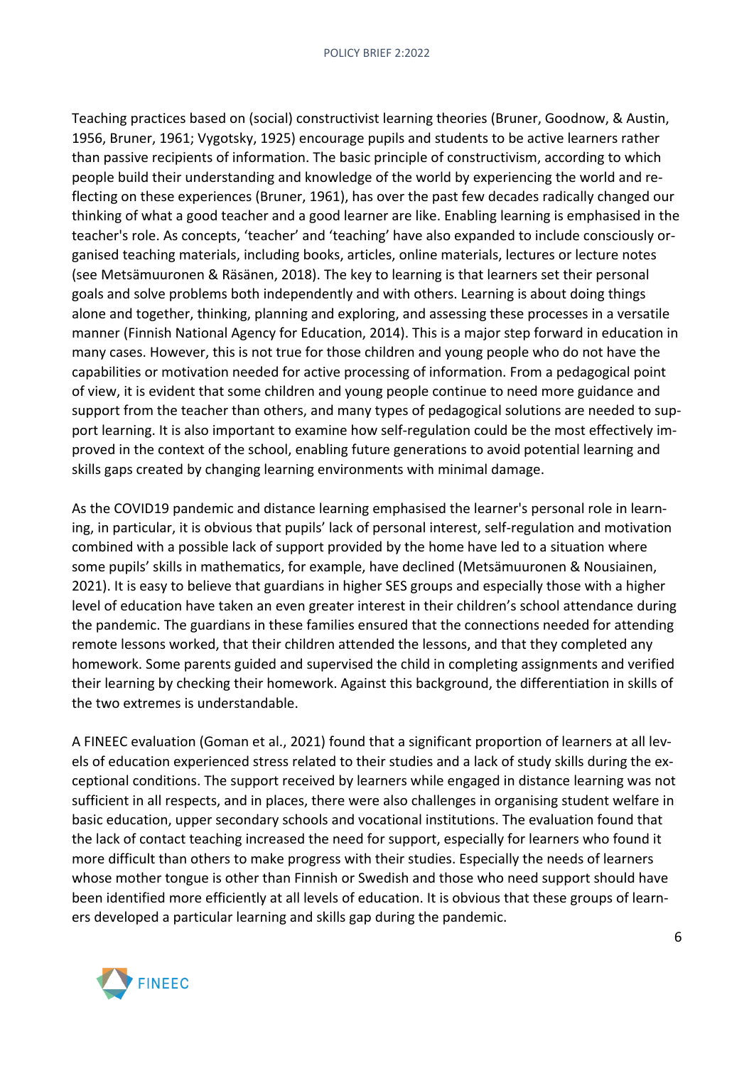Teaching practices based on (social) constructivist learning theories (Bruner, Goodnow, & Austin, 1956, Bruner, 1961; Vygotsky, 1925) encourage pupils and students to be active learners rather than passive recipients of information. The basic principle of constructivism, according to which people build their understanding and knowledge of the world by experiencing the world and reflecting on these experiences (Bruner, 1961), has over the past few decades radically changed our thinking of what a good teacher and a good learner are like. Enabling learning is emphasised in the teacher's role. As concepts, 'teacher' and 'teaching' have also expanded to include consciously organised teaching materials, including books, articles, online materials, lectures or lecture notes (see Metsämuuronen & Räsänen, 2018). The key to learning is that learners set their personal goals and solve problems both independently and with others. Learning is about doing things alone and together, thinking, planning and exploring, and assessing these processes in a versatile manner (Finnish National Agency for Education, 2014). This is a major step forward in education in many cases. However, this is not true for those children and young people who do not have the capabilities or motivation needed for active processing of information. From a pedagogical point of view, it is evident that some children and young people continue to need more guidance and support from the teacher than others, and many types of pedagogical solutions are needed to support learning. It is also important to examine how self-regulation could be the most effectively improved in the context of the school, enabling future generations to avoid potential learning and skills gaps created by changing learning environments with minimal damage.

As the COVID19 pandemic and distance learning emphasised the learner's personal role in learning, in particular, it is obvious that pupils' lack of personal interest, self-regulation and motivation combined with a possible lack of support provided by the home have led to a situation where some pupils' skills in mathematics, for example, have declined (Metsämuuronen & Nousiainen, 2021). It is easy to believe that guardians in higher SES groups and especially those with a higher level of education have taken an even greater interest in their children's school attendance during the pandemic. The guardians in these families ensured that the connections needed for attending remote lessons worked, that their children attended the lessons, and that they completed any homework. Some parents guided and supervised the child in completing assignments and verified their learning by checking their homework. Against this background, the differentiation in skills of the two extremes is understandable.

A FINEEC evaluation (Goman et al., 2021) found that a significant proportion of learners at all levels of education experienced stress related to their studies and a lack of study skills during the exceptional conditions. The support received by learners while engaged in distance learning was not sufficient in all respects, and in places, there were also challenges in organising student welfare in basic education, upper secondary schools and vocational institutions. The evaluation found that the lack of contact teaching increased the need for support, especially for learners who found it more difficult than others to make progress with their studies. Especially the needs of learners whose mother tongue is other than Finnish or Swedish and those who need support should have been identified more efficiently at all levels of education. It is obvious that these groups of learners developed a particular learning and skills gap during the pandemic.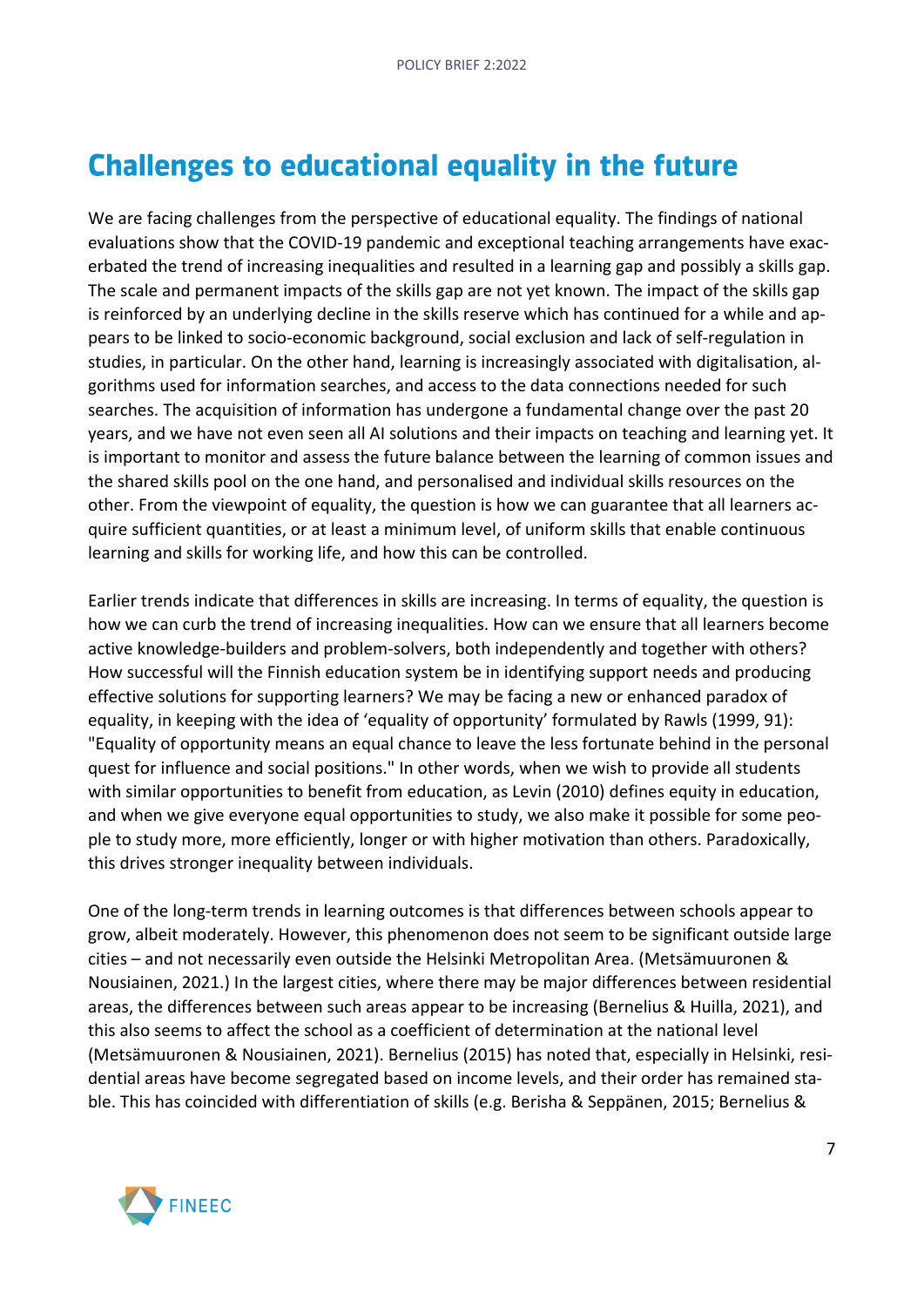# Challenges to educational equality in the future

We are facing challenges from the perspective of educational equality. The findings of national evaluations show that the COVID-19 pandemic and exceptional teaching arrangements have exacerbated the trend of increasing inequalities and resulted in a learning gap and possibly a skills gap. The scale and permanent impacts of the skills gap are not yet known. The impact of the skills gap is reinforced by an underlying decline in the skills reserve which has continued for a while and appears to be linked to socio-economic background, social exclusion and lack of self-regulation in studies, in particular. On the other hand, learning is increasingly associated with digitalisation, algorithms used for information searches, and access to the data connections needed for such searches. The acquisition of information has undergone a fundamental change over the past 20 years, and we have not even seen all AI solutions and their impacts on teaching and learning yet. It is important to monitor and assess the future balance between the learning of common issues and the shared skills pool on the one hand, and personalised and individual skills resources on the other. From the viewpoint of equality, the question is how we can guarantee that all learners acquire sufficient quantities, or at least a minimum level, of uniform skills that enable continuous learning and skills for working life, and how this can be controlled.

Earlier trends indicate that differences in skills are increasing. In terms of equality, the question is how we can curb the trend of increasing inequalities. How can we ensure that all learners become active knowledge-builders and problem-solvers, both independently and together with others? How successful will the Finnish education system be in identifying support needs and producing effective solutions for supporting learners? We may be facing a new or enhanced paradox of equality, in keeping with the idea of 'equality of opportunity' formulated by Rawls (1999, 91): "Equality of opportunity means an equal chance to leave the less fortunate behind in the personal quest for influence and social positions." In other words, when we wish to provide all students with similar opportunities to benefit from education, as Levin (2010) defines equity in education, and when we give everyone equal opportunities to study, we also make it possible for some people to study more, more efficiently, longer or with higher motivation than others. Paradoxically, this drives stronger inequality between individuals.

One of the long-term trends in learning outcomes is that differences between schools appear to grow, albeit moderately. However, this phenomenon does not seem to be significant outside large cities – and not necessarily even outside the Helsinki Metropolitan Area. (Metsämuuronen & Nousiainen, 2021.) In the largest cities, where there may be major differences between residential areas, the differences between such areas appear to be increasing (Bernelius & Huilla, 2021), and this also seems to affect the school as a coefficient of determination at the national level (Metsämuuronen & Nousiainen, 2021). Bernelius (2015) has noted that, especially in Helsinki, residential areas have become segregated based on income levels, and their order has remained stable. This has coincided with differentiation of skills (e.g. Berisha & Seppänen, 2015; Bernelius &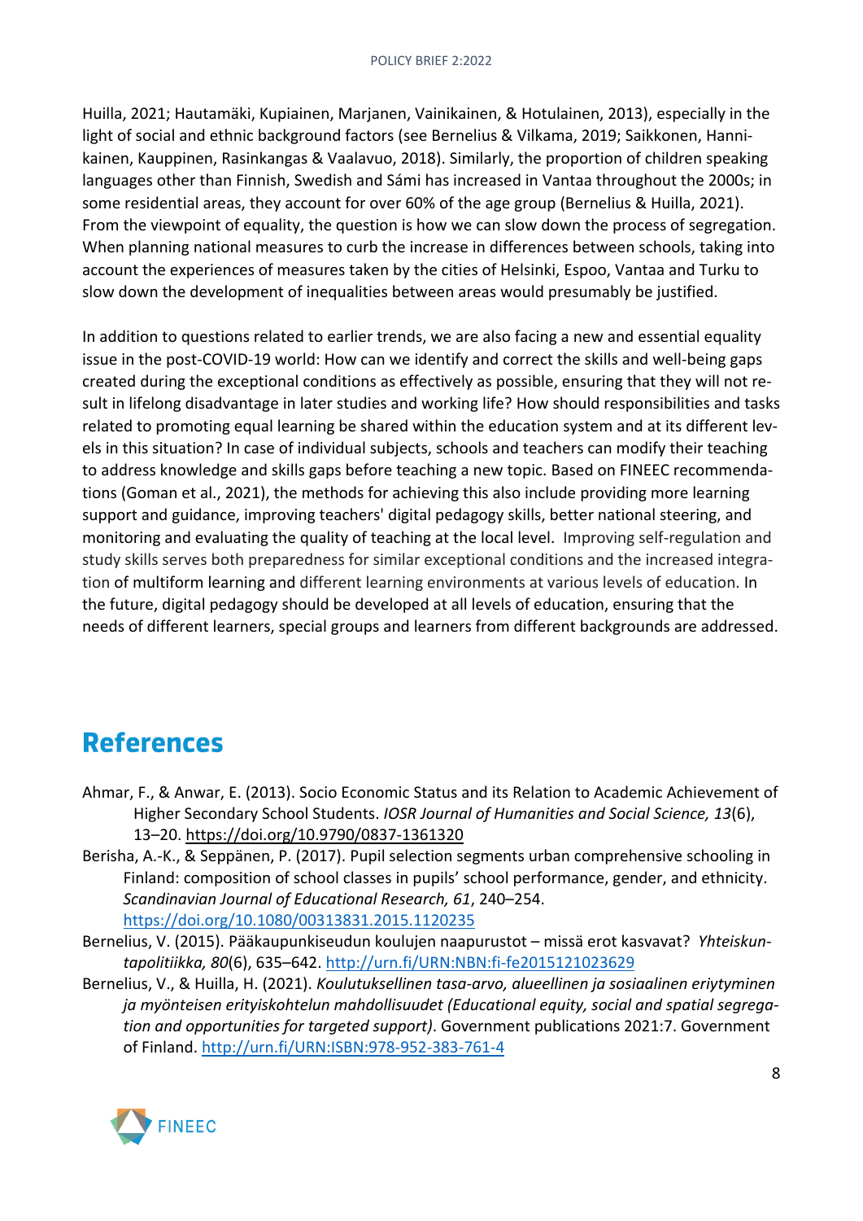Huilla, 2021; Hautamäki, Kupiainen, Marjanen, Vainikainen, & Hotulainen, 2013), especially in the light of social and ethnic background factors (see Bernelius & Vilkama, 2019; Saikkonen, Hannikainen, Kauppinen, Rasinkangas & Vaalavuo, 2018). Similarly, the proportion of children speaking languages other than Finnish, Swedish and Sámi has increased in Vantaa throughout the 2000s; in some residential areas, they account for over 60% of the age group (Bernelius & Huilla, 2021). From the viewpoint of equality, the question is how we can slow down the process of segregation. When planning national measures to curb the increase in differences between schools, taking into account the experiences of measures taken by the cities of Helsinki, Espoo, Vantaa and Turku to slow down the development of inequalities between areas would presumably be justified.

In addition to questions related to earlier trends, we are also facing a new and essential equality issue in the post-COVID-19 world: How can we identify and correct the skills and well-being gaps created during the exceptional conditions as effectively as possible, ensuring that they will not result in lifelong disadvantage in later studies and working life? How should responsibilities and tasks related to promoting equal learning be shared within the education system and at its different levels in this situation? In case of individual subjects, schools and teachers can modify their teaching to address knowledge and skills gaps before teaching a new topic. Based on FINEEC recommendations (Goman et al., 2021), the methods for achieving this also include providing more learning support and guidance, improving teachers' digital pedagogy skills, better national steering, and monitoring and evaluating the quality of teaching at the local level. Improving self-regulation and study skills serves both preparedness for similar exceptional conditions and the increased integration of multiform learning and different learning environments at various levels of education. In the future, digital pedagogy should be developed at all levels of education, ensuring that the needs of different learners, special groups and learners from different backgrounds are addressed.

# References

Ahmar, F., & Anwar, E. (2013). Socio Economic Status and its Relation to Academic Achievement of Higher Secondary School Students. *IOSR Journal of Humanities and Social Science, 13*(6), 13–20. https://doi.org/10.9790/0837-1361320

Berisha, A.-K., & Seppänen, P. (2017). Pupil selection segments urban comprehensive schooling in Finland: composition of school classes in pupils' school performance, gender, and ethnicity. *Scandinavian Journal of Educational Research, 61*, 240–254. https://doi.org/10.1080/00313831.2015.1120235

Bernelius, V. (2015). Pääkaupunkiseudun koulujen naapurustot – missä erot kasvavat? *Yhteiskuntapolitiikka, 80*(6), 635–642. http://urn.fi/URN:NBN:fi-fe2015121023629

Bernelius, V., & Huilla, H. (2021). *Koulutuksellinen tasa-arvo, alueellinen ja sosiaalinen eriytyminen ja myönteisen erityiskohtelun mahdollisuudet (Educational equity, social and spatial segregation and opportunities for targeted support)*. Government publications 2021:7. Government of Finland. http://urn.fi/URN:ISBN:978-952-383-761-4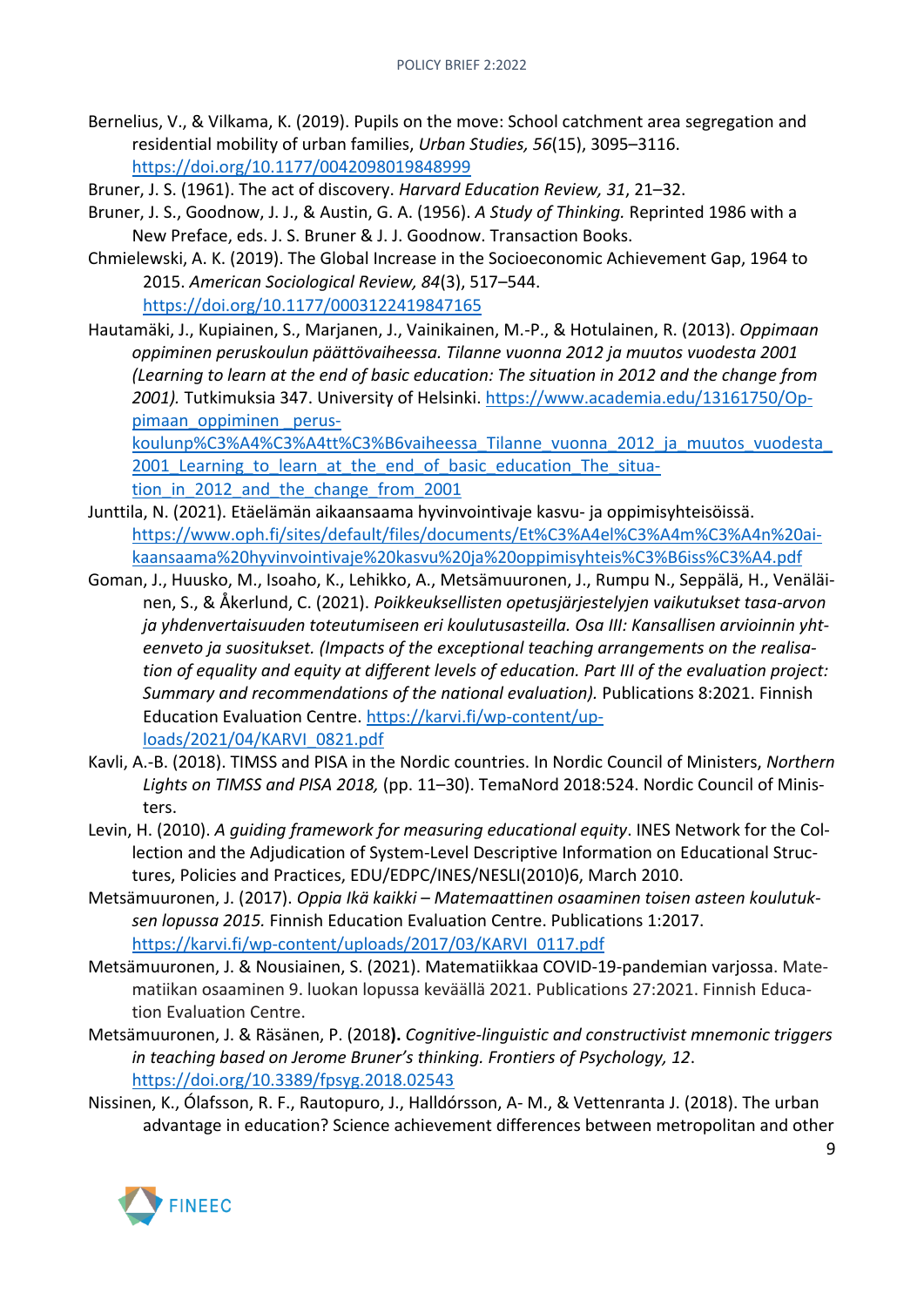Bernelius, V., & Vilkama, K. (2019). Pupils on the move: School catchment area segregation and residential mobility of urban families, *Urban Studies, 56*(15), 3095–3116. https://doi.org/10.1177/0042098019848999

Bruner, J. S. (1961). The act of discovery. *Harvard Education Review, 31*, 21–32.

Bruner, J. S., Goodnow, J. J., & Austin, G. A. (1956). *A Study of Thinking.* Reprinted 1986 with a New Preface, eds. J. S. Bruner & J. J. Goodnow. Transaction Books.

Chmielewski, A. K. (2019). The Global Increase in the Socioeconomic Achievement Gap, 1964 to 2015. *American Sociological Review, 84*(3), 517–544. https://doi.org/10.1177/0003122419847165

Hautamäki, J., Kupiainen, S., Marjanen, J., Vainikainen, M.-P., & Hotulainen, R. (2013). *Oppimaan oppiminen peruskoulun päättövaiheessa. Tilanne vuonna 2012 ja muutos vuodesta 2001 (Learning to learn at the end of basic education: The situation in 2012 and the change from 2001).* Tutkimuksia 347. University of Helsinki. https://www.academia.edu/13161750/Oppimaan_oppiminen_peruskoulunp%C3%A4%C3%A4tt%C3%B6vaiheessa_Tilanne_vuonna_2012_ja_muutos_vuodesta_2001_Learning_to_learn_at_the_end_of_basic_education_The_situation_in_2012_and_the_change_from_2001

Junttila, N. (2021). Etäelämän aikaansaama hyvinvointivaje kasvu- ja oppimisyhteisöissä. https://www.oph.fi/sites/default/files/documents/Et%C3%A4el%C3%A4m%C3%A4n%20aikaansaama%20hyvinvointivaje%20kasvu%20ja%20oppimisyhteis%C3%B6iss%C3%A4.pdf

Goman, J., Huusko, M., Isoaho, K., Lehikko, A., Metsämuuronen, J., Rumpu N., Seppälä, H., Venäläinen, S., & Åkerlund, C. (2021). *Poikkeuksellisten opetusjärjestelyjen vaikutukset tasa-arvon ja yhdenvertaisuuden toteutumiseen eri koulutusasteilla. Osa III: Kansallisen arvioinnin yhteenveto ja suositukset. (Impacts of the exceptional teaching arrangements on the realisation of equality and equity at different levels of education. Part III of the evaluation project: Summary and recommendations of the national evaluation).* Publications 8:2021. Finnish Education Evaluation Centre. https://karvi.fi/wp-content/uploads/2021/04/KARVI_0821.pdf

Kavli, A.-B. (2018). TIMSS and PISA in the Nordic countries. In Nordic Council of Ministers, *Northern Lights on TIMSS and PISA 2018,* (pp. 11–30). TemaNord 2018:524. Nordic Council of Ministers.

Levin, H. (2010). *A guiding framework for measuring educational equity*. INES Network for the Collection and the Adjudication of System-Level Descriptive Information on Educational Structures, Policies and Practices, EDU/EDPC/INES/NESLI(2010)6, March 2010.

Metsämuuronen, J. (2017). *Oppia Ikä kaikki – Matemaattinen osaaminen toisen asteen koulutuksen lopussa 2015.* Finnish Education Evaluation Centre. Publications 1:2017. https://karvi.fi/wp-content/uploads/2017/03/KARVI_0117.pdf

Metsämuuronen, J. & Nousiainen, S. (2021). Matematiikkaa COVID-19-pandemian varjossa. Matematiikan osaaminen 9. luokan lopussa keväällä 2021. Publications 27:2021. Finnish Education Evaluation Centre.

Metsämuuronen, J. & Räsänen, P. (2018). *Cognitive-linguistic and constructivist mnemonic triggers in teaching based on Jerome Bruner's thinking. Frontiers of Psychology, 12*. https://doi.org/10.3389/fpsyg.2018.02543

Nissinen, K., Ólafsson, R. F., Rautopuro, J., Halldórsson, A- M., & Vettenranta J. (2018). The urban advantage in education? Science achievement differences between metropolitan and other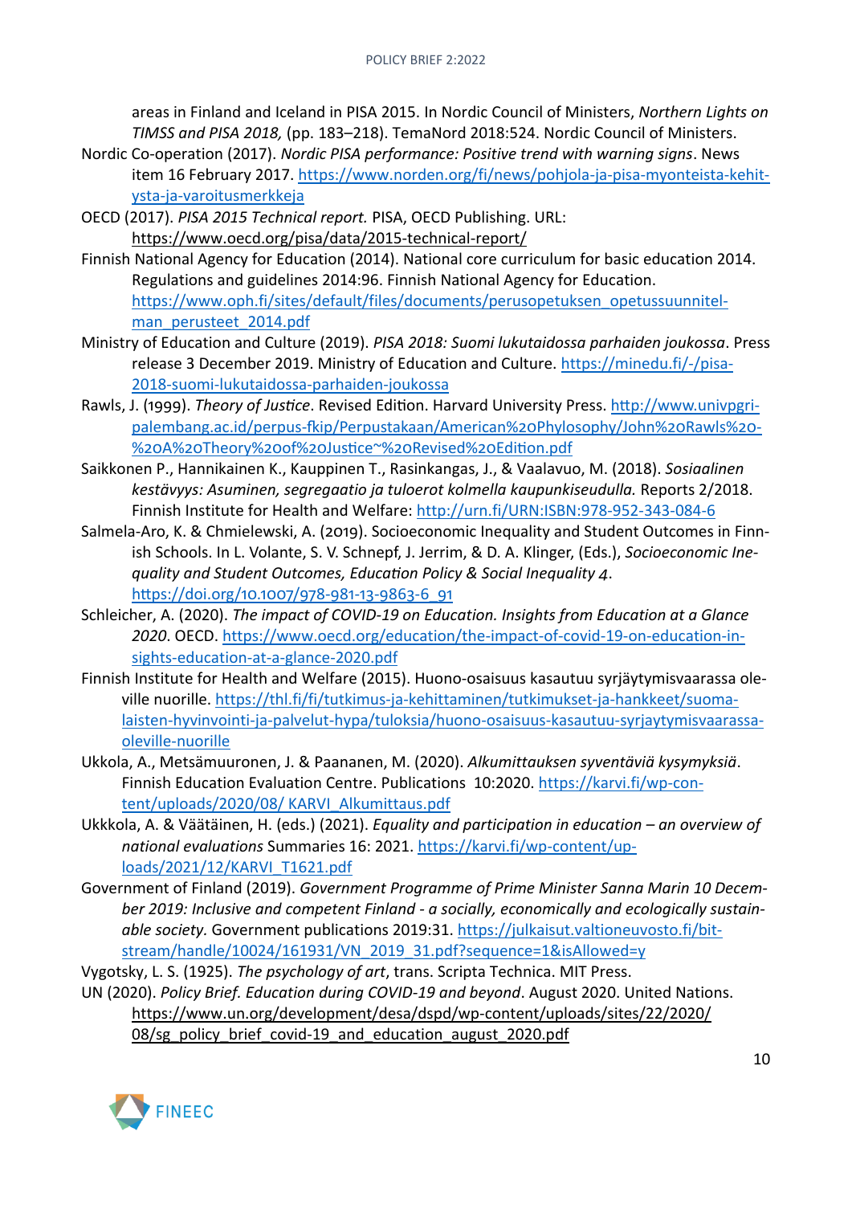areas in Finland and Iceland in PISA 2015. In Nordic Council of Ministers, *Northern Lights on TIMSS and PISA 2018,* (pp. 183–218). TemaNord 2018:524. Nordic Council of Ministers.

Nordic Co-operation (2017). *Nordic PISA performance: Positive trend with warning signs*. News item 16 February 2017. https://www.norden.org/fi/news/pohjola-ja-pisa-myonteista-kehitysta-ja-varoitusmerkkeja

OECD (2017). *PISA 2015 Technical report.* PISA, OECD Publishing. URL: https://www.oecd.org/pisa/data/2015-technical-report/

Finnish National Agency for Education (2014). National core curriculum for basic education 2014. Regulations and guidelines 2014:96. Finnish National Agency for Education. https://www.oph.fi/sites/default/files/documents/perusopetuksen_opetussuunnitelman_perusteet_2014.pdf

Ministry of Education and Culture (2019). *PISA 2018: Suomi lukutaidossa parhaiden joukossa*. Press release 3 December 2019. Ministry of Education and Culture. https://minedu.fi/-/pisa-2018-suomi-lukutaidossa-parhaiden-joukossa

Rawls, J. (1999). *Theory of Justice*. Revised Edition. Harvard University Press. http://www.univpgri-palembang.ac.id/perpus-fkip/Perpustakaan/American%20Phylosophy/John%20Rawls%20-%20A%20Theory%20of%20Justice~%20Revised%20Edition.pdf

Saikkonen P., Hannikainen K., Kauppinen T., Rasinkangas, J., & Vaalavuo, M. (2018). *Sosiaalinen kestävyys: Asuminen, segregaatio ja tuloerot kolmella kaupunkiseudulla.* Reports 2/2018. Finnish Institute for Health and Welfare: http://urn.fi/URN:ISBN:978-952-343-084-6

Salmela-Aro, K. & Chmielewski, A. (2019). Socioeconomic Inequality and Student Outcomes in Finnish Schools. In L. Volante, S. V. Schnepf, J. Jerrim, & D. A. Klinger, (Eds.), *Socioeconomic Inequality and Student Outcomes, Education Policy & Social Inequality 4*. https://doi.org/10.1007/978-981-13-9863-6_91

Schleicher, A. (2020). *The impact of COVID-19 on Education. Insights from Education at a Glance 2020.* OECD. https://www.oecd.org/education/the-impact-of-covid-19-on-education-insights-education-at-a-glance-2020.pdf

Finnish Institute for Health and Welfare (2015). Huono-osaisuus kasautuu syrjäytymisvaarassa oleville nuorille. https://thl.fi/fi/tutkimus-ja-kehittaminen/tutkimukset-ja-hankkeet/suomalaisten-hyvinvointi-ja-palvelut-hypa/tuloksia/huono-osaisuus-kasautuu-syrjaytymisvaarassa-oleville-nuorille

Ukkola, A., Metsämuuronen, J. & Paananen, M. (2020). *Alkumittauksen syventäviä kysymyksiä*. Finnish Education Evaluation Centre. Publications 10:2020. https://karvi.fi/wp-content/uploads/2020/08/ KARVI_Alkumittaus.pdf

Ukkkola, A. & Väätäinen, H. (eds.) (2021). *Equality and participation in education – an overview of national evaluations* Summaries 16: 2021. https://karvi.fi/wp-content/uploads/2021/12/KARVI_T1621.pdf

Government of Finland (2019). *Government Programme of Prime Minister Sanna Marin 10 December 2019: Inclusive and competent Finland - a socially, economically and ecologically sustainable society.* Government publications 2019:31. https://julkaisut.valtioneuvosto.fi/bitstream/handle/10024/161931/VN_2019_31.pdf?sequence=1&isAllowed=y

Vygotsky, L. S. (1925). *The psychology of art*, trans. Scripta Technica. MIT Press.

UN (2020). *Policy Brief. Education during COVID-19 and beyond*. August 2020. United Nations. https://www.un.org/development/desa/dspd/wp-content/uploads/sites/22/2020/08/sg_policy_brief_covid-19_and_education_august_2020.pdf